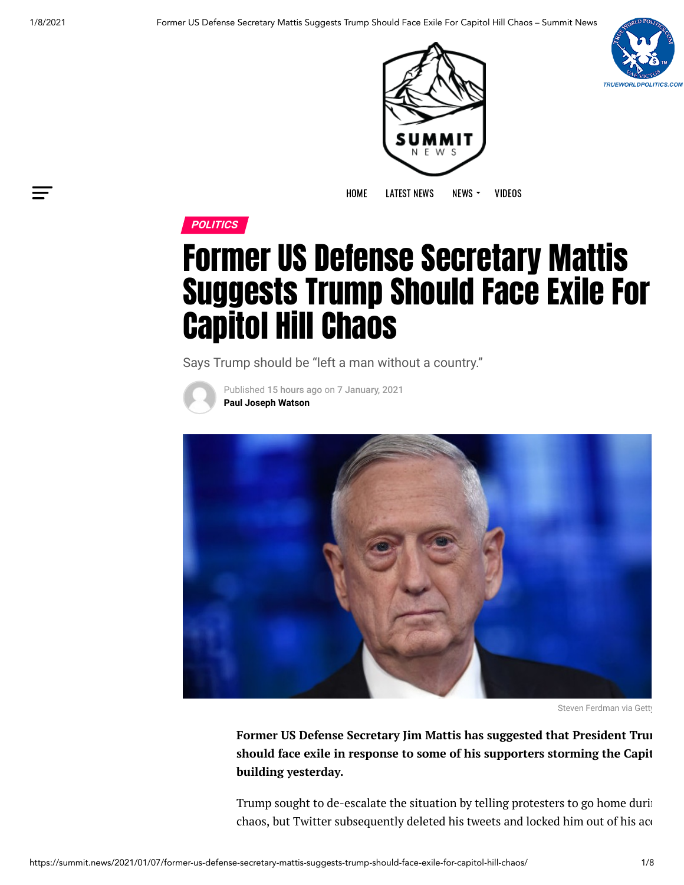POLITICS

# Former US Defense Secretary Mattis Suggests Trump Should Face Exile For Capitol Hill Chaos

Says Trump should be "left a man without a country."

Published 15 hours ago on 7 January, 2021
**Paul Joseph Watson**

Steven Ferdman via Getty

**Former US Defense Secretary Jim Mattis has suggested that President Trump should face exile in response to some of his supporters storming the Capitol building yesterday.**

Trump sought to de-escalate the situation by telling protesters to go home during the chaos, but Twitter subsequently deleted his tweets and locked him out of his acc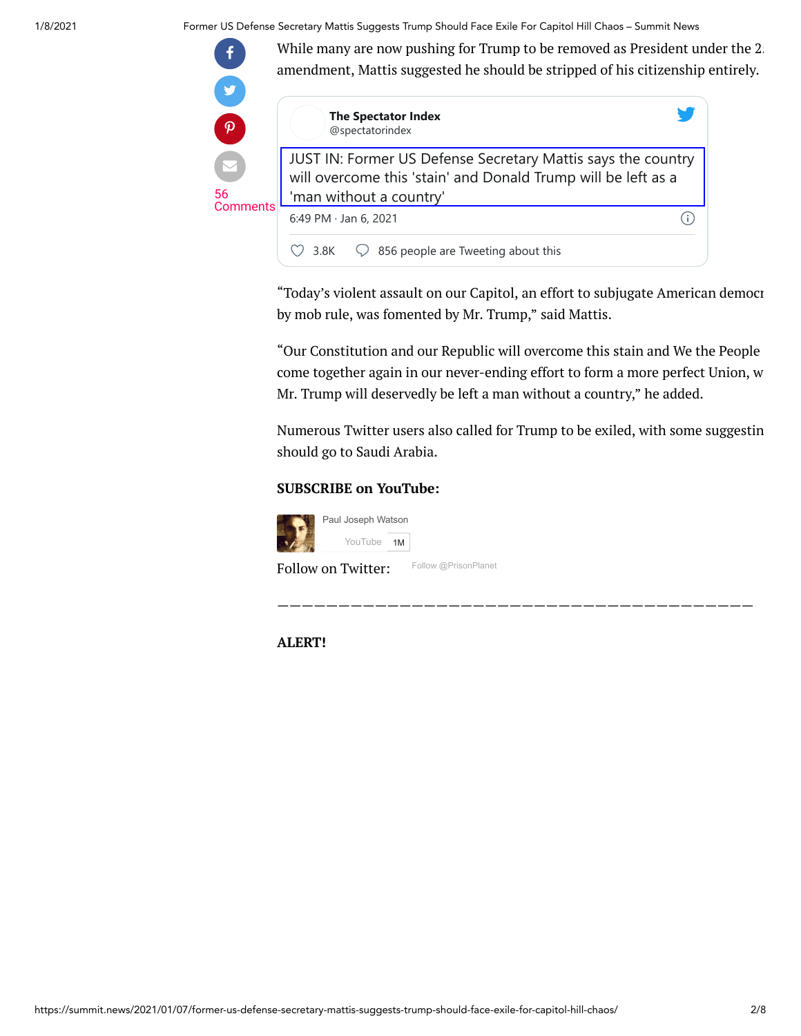While many are now pushing for Trump to be removed as President under the 2.
amendment, Mattis suggested he should be stripped of his citizenship entirely.

> **The Spectator Index**
> @spectatorindex
>
> JUST IN: Former US Defense Secretary Mattis says the country will overcome this 'stain' and Donald Trump will be left as a 'man without a country'
>
> 6:49 PM · Jan 6, 2021
>
> 3.8K    856 people are Tweeting about this

"Today's violent assault on our Capitol, an effort to subjugate American democr
by mob rule, was fomented by Mr. Trump," said Mattis.

"Our Constitution and our Republic will overcome this stain and We the People
come together again in our never-ending effort to form a more perfect Union, w
Mr. Trump will deservedly be left a man without a country," he added.

Numerous Twitter users also called for Trump to be exiled, with some suggestin
should go to Saudi Arabia.

**SUBSCRIBE on YouTube:**

Paul Joseph Watson
YouTube 1M

Follow on Twitter: Follow @PrisonPlanet

——————————————————————————————————————————

**ALERT!**